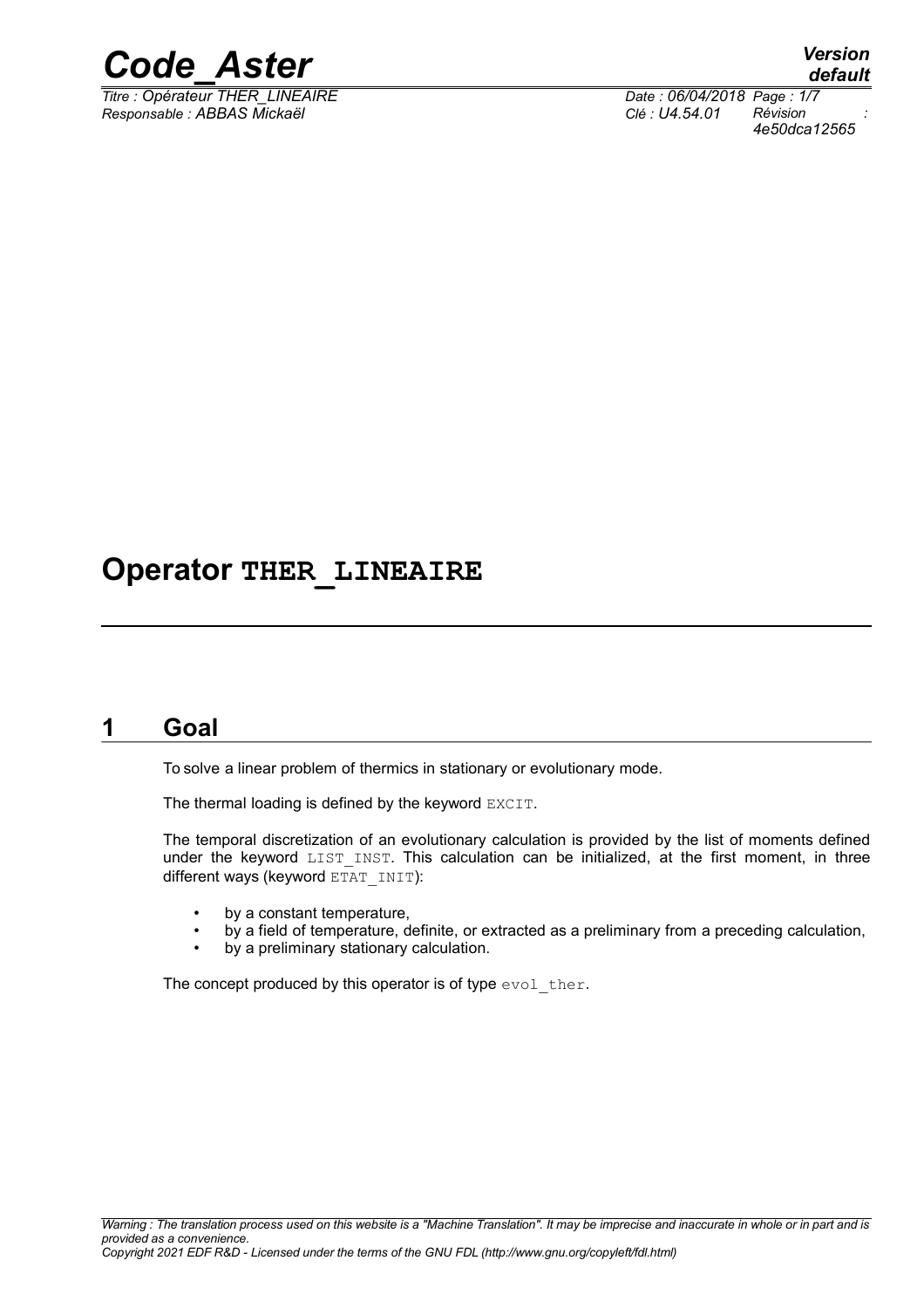# Operator THER_LINEAIRE

## 1 Goal

To solve a linear problem of thermics in stationary or evolutionary mode.

The thermal loading is defined by the keyword EXCIT.

The temporal discretization of an evolutionary calculation is provided by the list of moments defined under the keyword LIST_INST. This calculation can be initialized, at the first moment, in three different ways (keyword ETAT_INIT):

- by a constant temperature,
- by a field of temperature, definite, or extracted as a preliminary from a preceding calculation,
- by a preliminary stationary calculation.

The concept produced by this operator is of type evol_ther.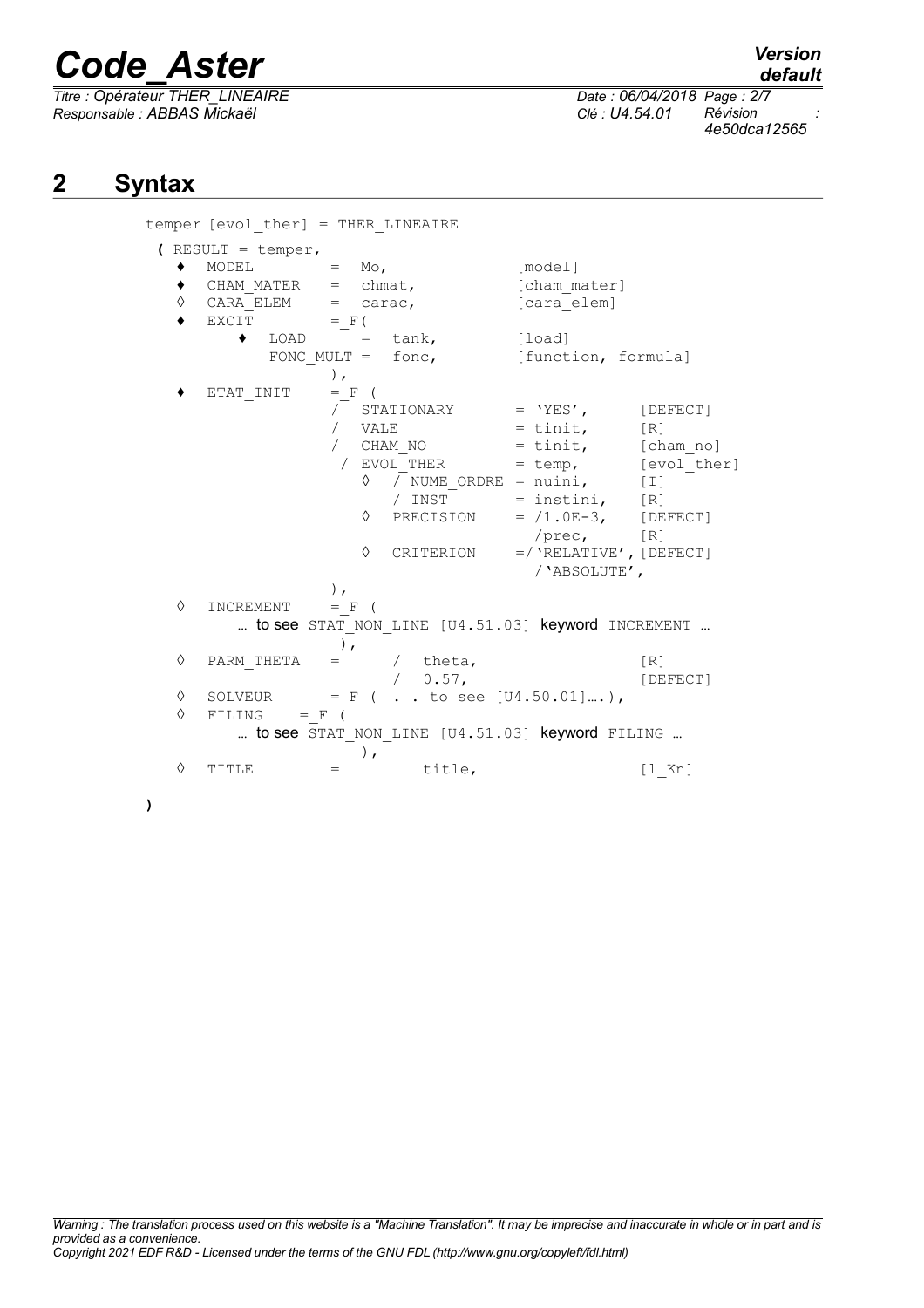## 2 Syntax

```
temper [evol_ther] = THER_LINEAIRE

 ( RESULT = temper,
   ♦  MODEL        =  Mo,                [model]
   ♦  CHAM_MATER   =  chmat,             [cham_mater]
   ◊  CARA_ELEM    =  carac,             [cara_elem]
   ♦  EXCIT        = _F(
        ♦  LOAD      =  tank,            [load]
           FONC_MULT =  fonc,            [function, formula]
                   ),
   ♦  ETAT_INIT    = _F (
                   /  STATIONARY       = 'YES',       [DEFECT]
                   /  VALE             = tinit,       [R]
                   /  CHAM_NO          = tinit,       [cham_no]
                    / EVOL_THER        = temp,        [evol_ther]
                      ◊  / NUME_ORDRE  = nuini,       [I]
                         / INST        = instini,     [R]
                      ◊  PRECISION     = /1.0E-3,     [DEFECT]
                                         /prec,       [R]
                      ◊  CRITERION     =/'RELATIVE', [DEFECT]
                                         /'ABSOLUTE',
                   ),
   ◊  INCREMENT    = _F (
        … to see STAT_NON_LINE [U4.51.03] keyword INCREMENT …
                    ),
   ◊  PARM_THETA   =      /  theta,                   [R]
                          /  0.57,                    [DEFECT]
   ◊  SOLVEUR      = _F (  . . to see [U4.50.01]….),
   ◊  FILING    = _F (
        … to see STAT_NON_LINE [U4.51.03] keyword FILING …
                      ),
   ◊  TITLE        =         title,                   [l_Kn]

 )
```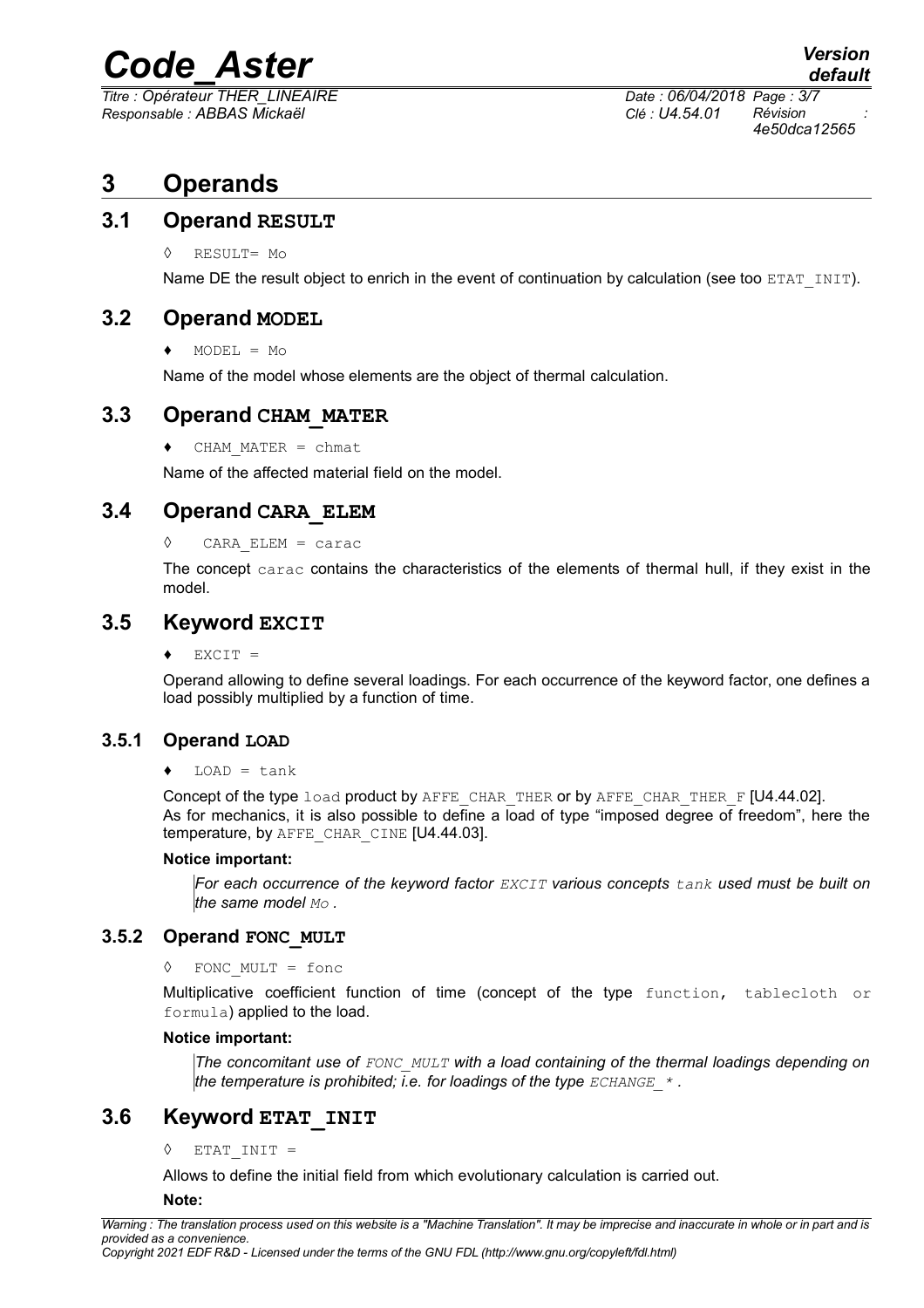# 3 Operands

## 3.1 Operand RESULT

◊ RESULT= Mo

Name DE the result object to enrich in the event of continuation by calculation (see too ETAT_INIT).

## 3.2 Operand MODEL

♦ MODEL = Mo

Name of the model whose elements are the object of thermal calculation.

## 3.3 Operand CHAM_MATER

♦ CHAM_MATER = chmat

Name of the affected material field on the model.

## 3.4 Operand CARA_ELEM

◊ CARA_ELEM = carac

The concept carac contains the characteristics of the elements of thermal hull, if they exist in the model.

## 3.5 Keyword EXCIT

♦ EXCIT =

Operand allowing to define several loadings. For each occurrence of the keyword factor, one defines a load possibly multiplied by a function of time.

### 3.5.1 Operand LOAD

♦ LOAD = tank

Concept of the type load product by AFFE_CHAR_THER or by AFFE_CHAR_THER_F [U4.44.02].
As for mechanics, it is also possible to define a load of type "imposed degree of freedom", here the temperature, by AFFE_CHAR_CINE [U4.44.03].

**Notice important:**

*For each occurrence of the keyword factor EXCIT various concepts tank used must be built on the same model Mo .*

### 3.5.2 Operand FONC_MULT

◊ FONC_MULT = fonc

Multiplicative coefficient function of time (concept of the type function, tablecloth or formula) applied to the load.

**Notice important:**

*The concomitant use of FONC_MULT with a load containing of the thermal loadings depending on the temperature is prohibited; i.e. for loadings of the type ECHANGE_* .*

## 3.6 Keyword ETAT_INIT

◊ ETAT_INIT =

Allows to define the initial field from which evolutionary calculation is carried out.

**Note:**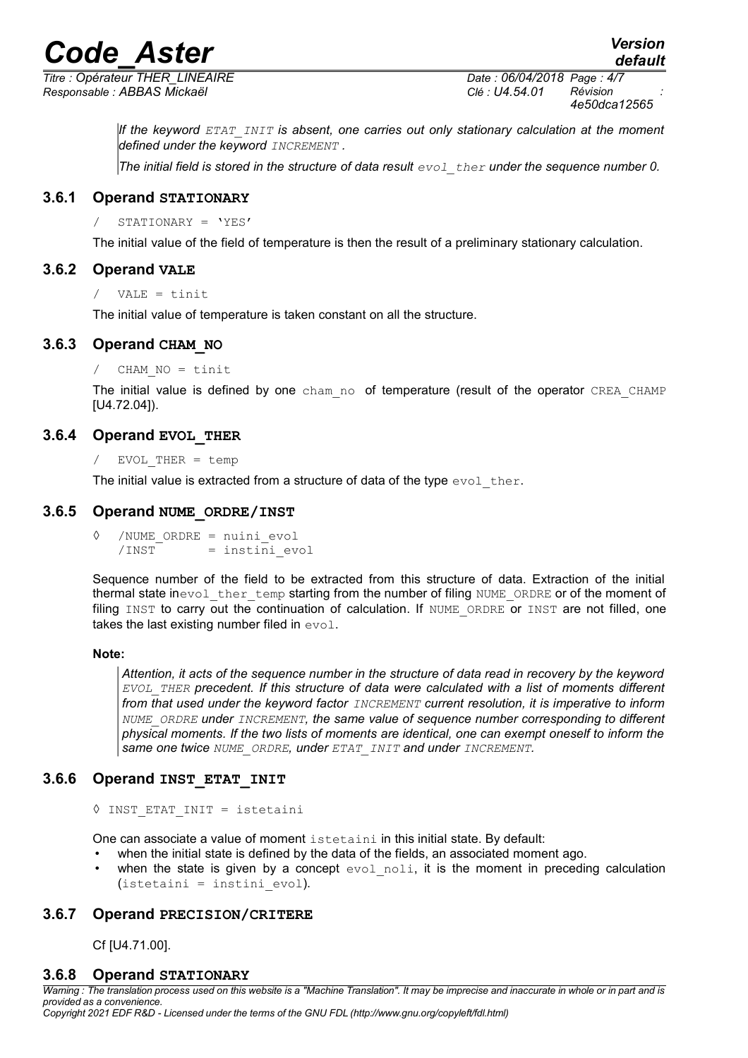*If the keyword `ETAT_INIT` is absent, one carries out only stationary calculation at the moment defined under the keyword `INCREMENT` .*

*The initial field is stored in the structure of data result `evol_ther` under the sequence number 0.*

### 3.6.1 Operand STATIONARY

```
/  STATIONARY = 'YES'
```

The initial value of the field of temperature is then the result of a preliminary stationary calculation.

### 3.6.2 Operand VALE

```
/  VALE = tinit
```

The initial value of temperature is taken constant on all the structure.

### 3.6.3 Operand CHAM_NO

```
/  CHAM_NO = tinit
```

The initial value is defined by one `cham_no` of temperature (result of the operator `CREA_CHAMP` [U4.72.04]).

### 3.6.4 Operand EVOL_THER

```
/  EVOL_THER = temp
```

The initial value is extracted from a structure of data of the type `evol_ther`.

### 3.6.5 Operand NUME_ORDRE/INST

```
◊  /NUME_ORDRE = nuini_evol
   /INST       = instini_evol
```

Sequence number of the field to be extracted from this structure of data. Extraction of the initial thermal state in`evol_ther_temp` starting from the number of filing `NUME_ORDRE` or of the moment of filing `INST` to carry out the continuation of calculation. If `NUME_ORDRE` or `INST` are not filled, one takes the last existing number filed in `evol`.

**Note:**

*Attention, it acts of the sequence number in the structure of data read in recovery by the keyword `EVOL_THER` precedent. If this structure of data were calculated with a list of moments different from that used under the keyword factor `INCREMENT` current resolution, it is imperative to inform `NUME_ORDRE` under `INCREMENT`, the same value of sequence number corresponding to different physical moments. If the two lists of moments are identical, one can exempt oneself to inform the same one twice `NUME_ORDRE`, under `ETAT_INIT` and under `INCREMENT`.*

### 3.6.6 Operand INST_ETAT_INIT

```
◊ INST_ETAT_INIT = istetaini
```

One can associate a value of moment `istetaini` in this initial state. By default:

- when the initial state is defined by the data of the fields, an associated moment ago.
- when the state is given by a concept `evol_noli`, it is the moment in preceding calculation (`istetaini = instini_evol`).

### 3.6.7 Operand PRECISION/CRITERE

Cf [U4.71.00].

### 3.6.8 Operand STATIONARY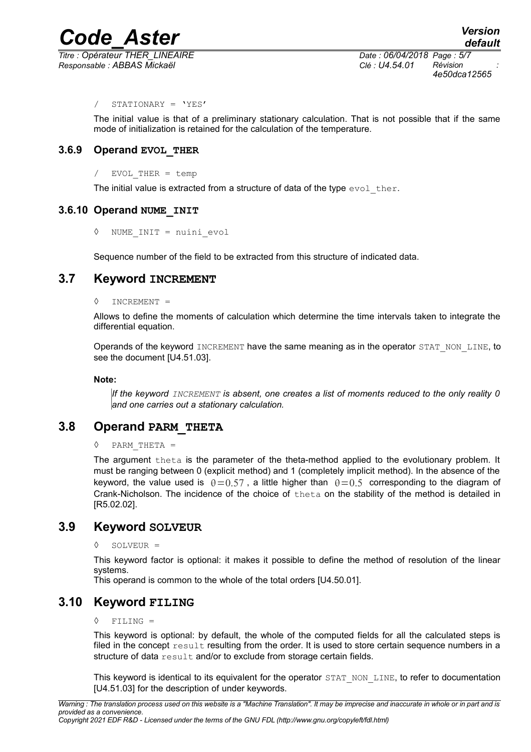```
/ STATIONARY = 'YES'
```

The initial value is that of a preliminary stationary calculation. That is not possible that if the same mode of initialization is retained for the calculation of the temperature.

### 3.6.9 Operand EVOL_THER

```
/ EVOL_THER = temp
```

The initial value is extracted from a structure of data of the type `evol_ther`.

### 3.6.10 Operand NUME_INIT

```
◊ NUME_INIT = nuini_evol
```

Sequence number of the field to be extracted from this structure of indicated data.

## 3.7 Keyword INCREMENT

```
◊ INCREMENT =
```

Allows to define the moments of calculation which determine the time intervals taken to integrate the differential equation.

Operands of the keyword `INCREMENT` have the same meaning as in the operator `STAT_NON_LINE`, to see the document [U4.51.03].

**Note:**

*If the keyword `INCREMENT` is absent, one creates a list of moments reduced to the only reality 0 and one carries out a stationary calculation.*

## 3.8 Operand PARM_THETA

```
◊ PARM_THETA =
```

The argument `theta` is the parameter of the theta-method applied to the evolutionary problem. It must be ranging between 0 (explicit method) and 1 (completely implicit method). In the absence of the keyword, the value used is $\theta=0.57$, a little higher than $\theta=0.5$ corresponding to the diagram of Crank-Nicholson. The incidence of the choice of `theta` on the stability of the method is detailed in [R5.02.02].

## 3.9 Keyword SOLVEUR

```
◊ SOLVEUR =
```

This keyword factor is optional: it makes it possible to define the method of resolution of the linear systems.
This operand is common to the whole of the total orders [U4.50.01].

## 3.10 Keyword FILING

```
◊ FILING =
```

This keyword is optional: by default, the whole of the computed fields for all the calculated steps is filed in the concept `result` resulting from the order. It is used to store certain sequence numbers in a structure of data `result` and/or to exclude from storage certain fields.

This keyword is identical to its equivalent for the operator `STAT_NON_LINE`, to refer to documentation [U4.51.03] for the description of under keywords.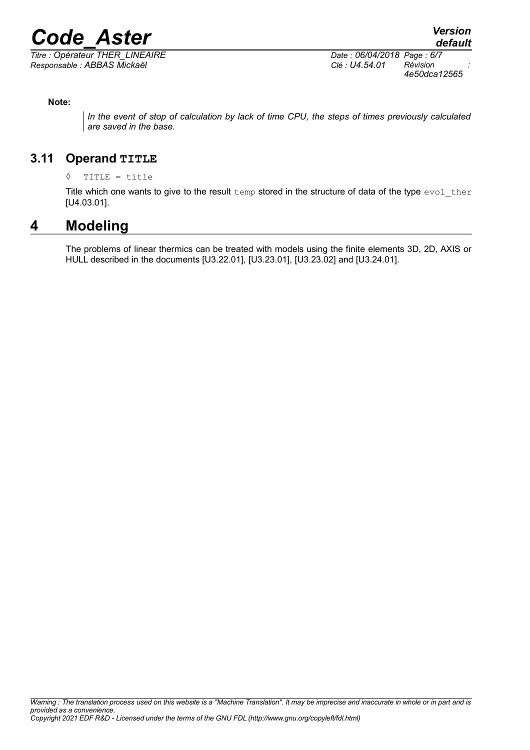**Note:**

> *In the event of stop of calculation by lack of time CPU, the steps of times previously calculated are saved in the base.*

## 3.11 Operand TITLE

◊ TITLE = title

Title which one wants to give to the result temp stored in the structure of data of the type evol_ther [U4.03.01].

# 4 Modeling

The problems of linear thermics can be treated with models using the finite elements 3D, 2D, AXIS or HULL described in the documents [U3.22.01], [U3.23.01], [U3.23.02] and [U3.24.01].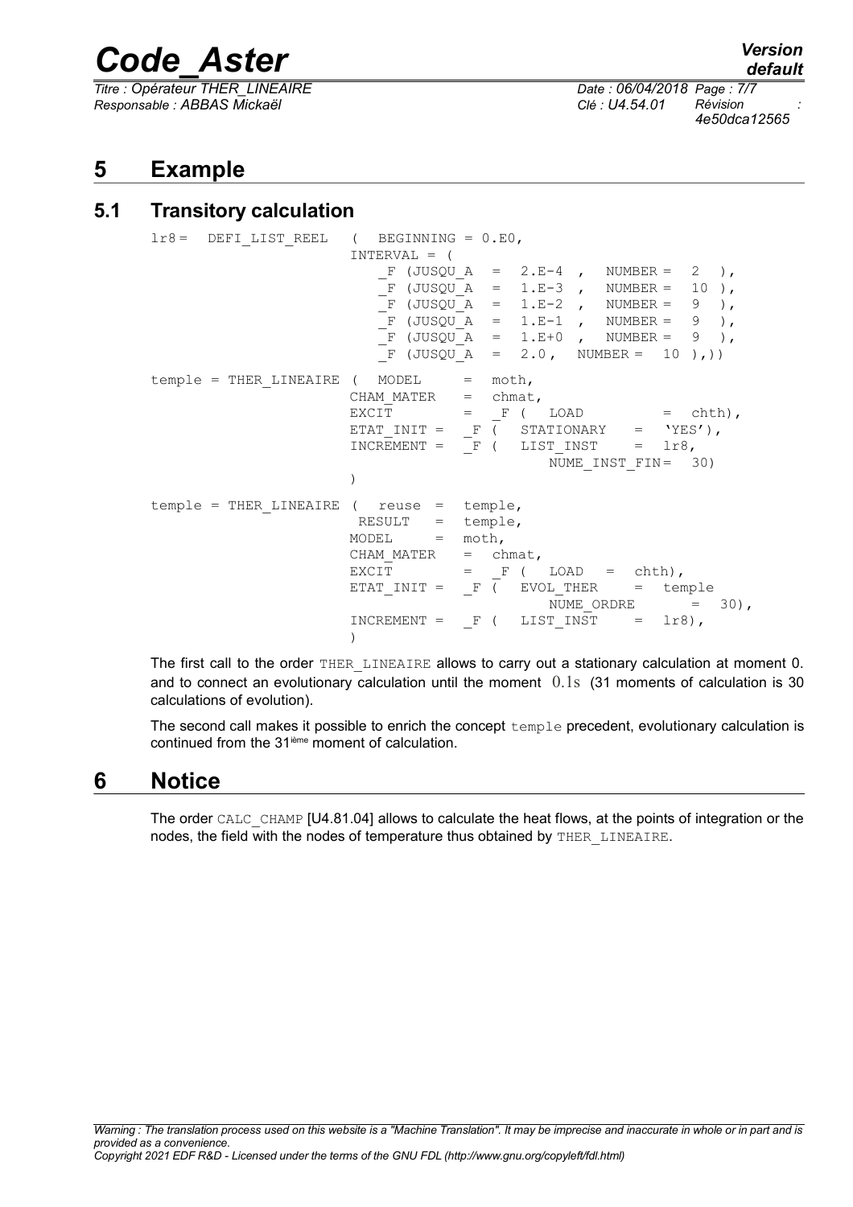# 5 Example

## 5.1 Transitory calculation

```
lr8 =  DEFI_LIST_REEL   (  BEGINNING = 0.E0,
                        INTERVAL = (
                           _F (JUSQU_A  =  2.E-4  ,  NUMBER =  2  ),
                           _F (JUSQU_A  =  1.E-3  ,  NUMBER =  10 ),
                           _F (JUSQU_A  =  1.E-2  ,  NUMBER =  9  ),
                           _F (JUSQU_A  =  1.E-1  ,  NUMBER =  9  ),
                           _F (JUSQU_A  =  1.E+0  ,  NUMBER =  9  ),
                           _F (JUSQU_A  =  2.0 ,  NUMBER =  10 ),))

temple = THER_LINEAIRE (  MODEL     =  moth,
                        CHAM_MATER   =  chmat,
                        EXCIT        =  _F (  LOAD         =  chth),
                        ETAT_INIT =  _F (  STATIONARY   =  'YES'),
                        INCREMENT =  _F (  LIST_INST    =  lr8,
                                           NUME_INST_FIN =  30)
                        )

temple = THER_LINEAIRE (  reuse  =  temple,
                         RESULT   =  temple,
                        MODEL     =  moth,
                        CHAM_MATER   =  chmat,
                        EXCIT        =  _F (  LOAD  =  chth),
                        ETAT_INIT =  _F (  EVOL_THER    =  temple
                                           NUME_ORDRE       =  30),
                        INCREMENT =  _F (  LIST_INST    =  lr8),
                        )
```

The first call to the order THER_LINEAIRE allows to carry out a stationary calculation at moment 0. and to connect an evolutionary calculation until the moment $0.1\text{s}$ (31 moments of calculation is 30 calculations of evolution).

The second call makes it possible to enrich the concept temple precedent, evolutionary calculation is continued from the 31ième moment of calculation.

# 6 Notice

The order CALC_CHAMP [U4.81.04] allows to calculate the heat flows, at the points of integration or the nodes, the field with the nodes of temperature thus obtained by THER_LINEAIRE.